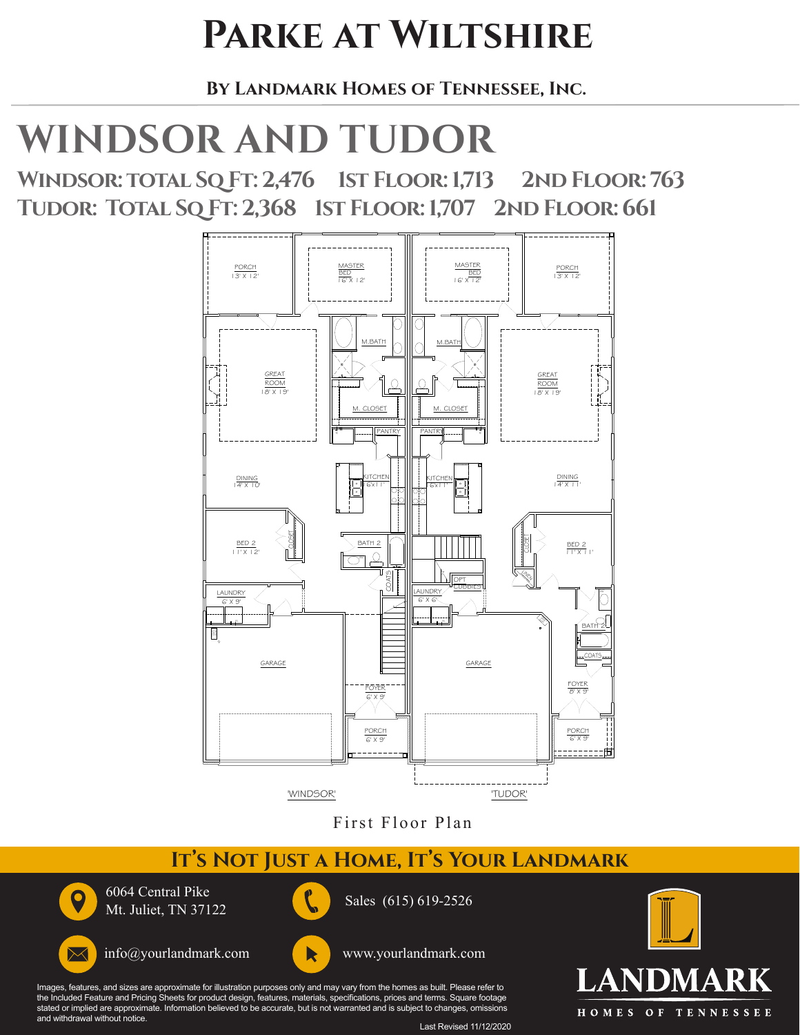# Parke at Wiltshire

**By Landmark Homes of Tennessee, Inc.**

## WINDSOR AND TUDOR

**Windsor: Total Sq Ft: 2,476 1st Floor: 1,713 2nd Floor: 763**

**Tudor: Total Sq Ft: 2,368 1st Floor: 1,707 2nd Floor: 661**

PORCH 13' X 12'
MASTER BED 16' X 12'
MASTER BED 16' X 12'
PORCH 13' X 12'
M.BATH
M.BATH
GREAT ROOM 18' X 19'
GREAT ROOM 18' X 19'
M. CLOSET
M. CLOSET
PANTRY
PANTRY
KITCHEN 16X11'
KITCHEN 16X11'
DINING 14' X 10'
DINING 14' X 11'
BED 2 11' X 12'
CLOSET
BATH 2
COATS
OPT CUBBIES
CLOSET
LINEN
BED 2 11' X 11'
LAUNDRY 6' X 9'
LAUNDRY 6' X 6'
BATH 2
COATS
GARAGE
GARAGE
FOYER 6' X 9'
FOYER 8' X 9'
PORCH 6' X 9'
PORCH 6' X 9'

'WINDSOR'
'TUDOR'

First Floor Plan

## It's Not Just a Home, It's Your Landmark

6064 Central Pike
Mt. Juliet, TN 37122

Sales (615) 619-2526

info@yourlandmark.com

www.yourlandmark.com

Images, features, and sizes are approximate for illustration purposes only and may vary from the homes as built. Please refer to the Included Feature and Pricing Sheets for product design, features, materials, specifications, prices and terms. Square footage stated or implied are approximate. Information believed to be accurate, but is not warranted and is subject to changes, omissions and withdrawal without notice.

Last Revised 11/12/2020

LANDMARK
HOMES OF TENNESSEE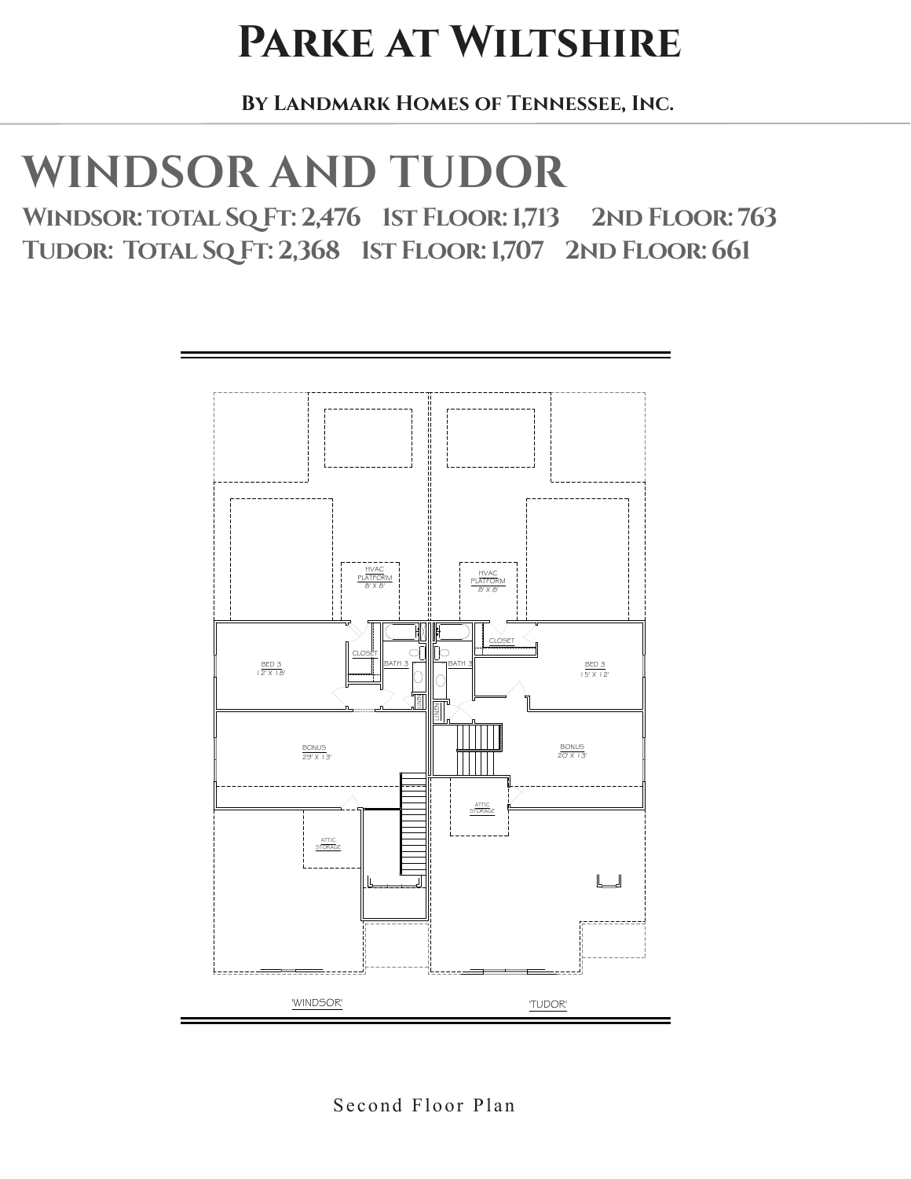# Parke at Wiltshire

**By Landmark Homes of Tennessee, Inc.**

## WINDSOR AND TUDOR

**Windsor: total Sq Ft: 2,476 1st Floor: 1,713 2nd Floor: 763**

**Tudor: Total Sq Ft: 2,368 1st Floor: 1,707 2nd Floor: 661**

HVAC PLATFORM 8' X 8'

HVAC PLATFORM 8' X 8'

CLOSET

CLOSET

BED 3 12' X 18'

BATH 3

BATH 3

BED 3 15' X 12'

LINEN

LINEN

BONUS 29' X 13'

BONUS 20' X 13'

ATTIC STORAGE

ATTIC STORAGE

'WINDSOR'

'TUDOR'

Second Floor Plan